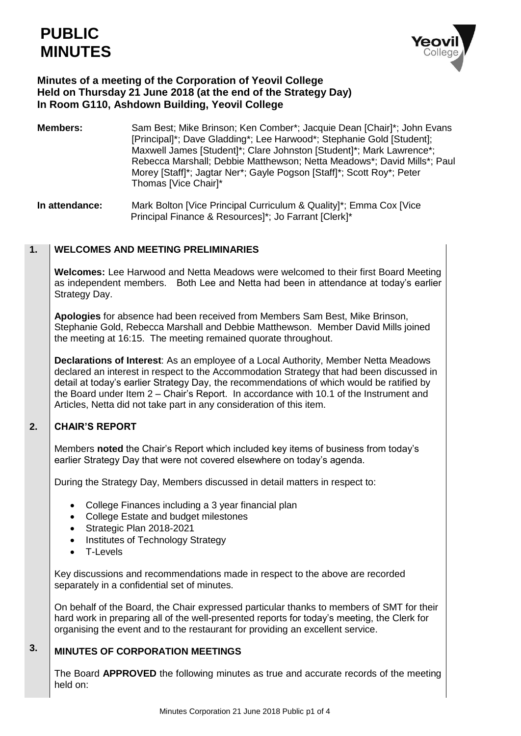# PUBLIC MINUTES

**Minutes of a meeting of the Corporation of Yeovil College**
**Held on Thursday 21 June 2018 (at the end of the Strategy Day)**
**In Room G110, Ashdown Building, Yeovil College**

**Members:** Sam Best; Mike Brinson; Ken Comber*; Jacquie Dean [Chair]*; John Evans [Principal]*; Dave Gladding*; Lee Harwood*; Stephanie Gold [Student]; Maxwell James [Student]*; Clare Johnston [Student]*; Mark Lawrence*; Rebecca Marshall; Debbie Matthewson; Netta Meadows*; David Mills*; Paul Morey [Staff]*; Jagtar Ner*; Gayle Pogson [Staff]*; Scott Roy*; Peter Thomas [Vice Chair]*

**In attendance:** Mark Bolton [Vice Principal Curriculum & Quality]*; Emma Cox [Vice Principal Finance & Resources]*; Jo Farrant [Clerk]*

## 1. WELCOMES AND MEETING PRELIMINARIES

**Welcomes:** Lee Harwood and Netta Meadows were welcomed to their first Board Meeting as independent members. Both Lee and Netta had been in attendance at today's earlier Strategy Day.

**Apologies** for absence had been received from Members Sam Best, Mike Brinson, Stephanie Gold, Rebecca Marshall and Debbie Matthewson. Member David Mills joined the meeting at 16:15. The meeting remained quorate throughout.

**Declarations of Interest**: As an employee of a Local Authority, Member Netta Meadows declared an interest in respect to the Accommodation Strategy that had been discussed in detail at today's earlier Strategy Day, the recommendations of which would be ratified by the Board under Item 2 – Chair's Report. In accordance with 10.1 of the Instrument and Articles, Netta did not take part in any consideration of this item.

## 2. CHAIR'S REPORT

Members **noted** the Chair's Report which included key items of business from today's earlier Strategy Day that were not covered elsewhere on today's agenda.

During the Strategy Day, Members discussed in detail matters in respect to:

- College Finances including a 3 year financial plan
- College Estate and budget milestones
- Strategic Plan 2018-2021
- Institutes of Technology Strategy
- T-Levels

Key discussions and recommendations made in respect to the above are recorded separately in a confidential set of minutes.

On behalf of the Board, the Chair expressed particular thanks to members of SMT for their hard work in preparing all of the well-presented reports for today's meeting, the Clerk for organising the event and to the restaurant for providing an excellent service.

## 3. MINUTES OF CORPORATION MEETINGS

The Board **APPROVED** the following minutes as true and accurate records of the meeting held on: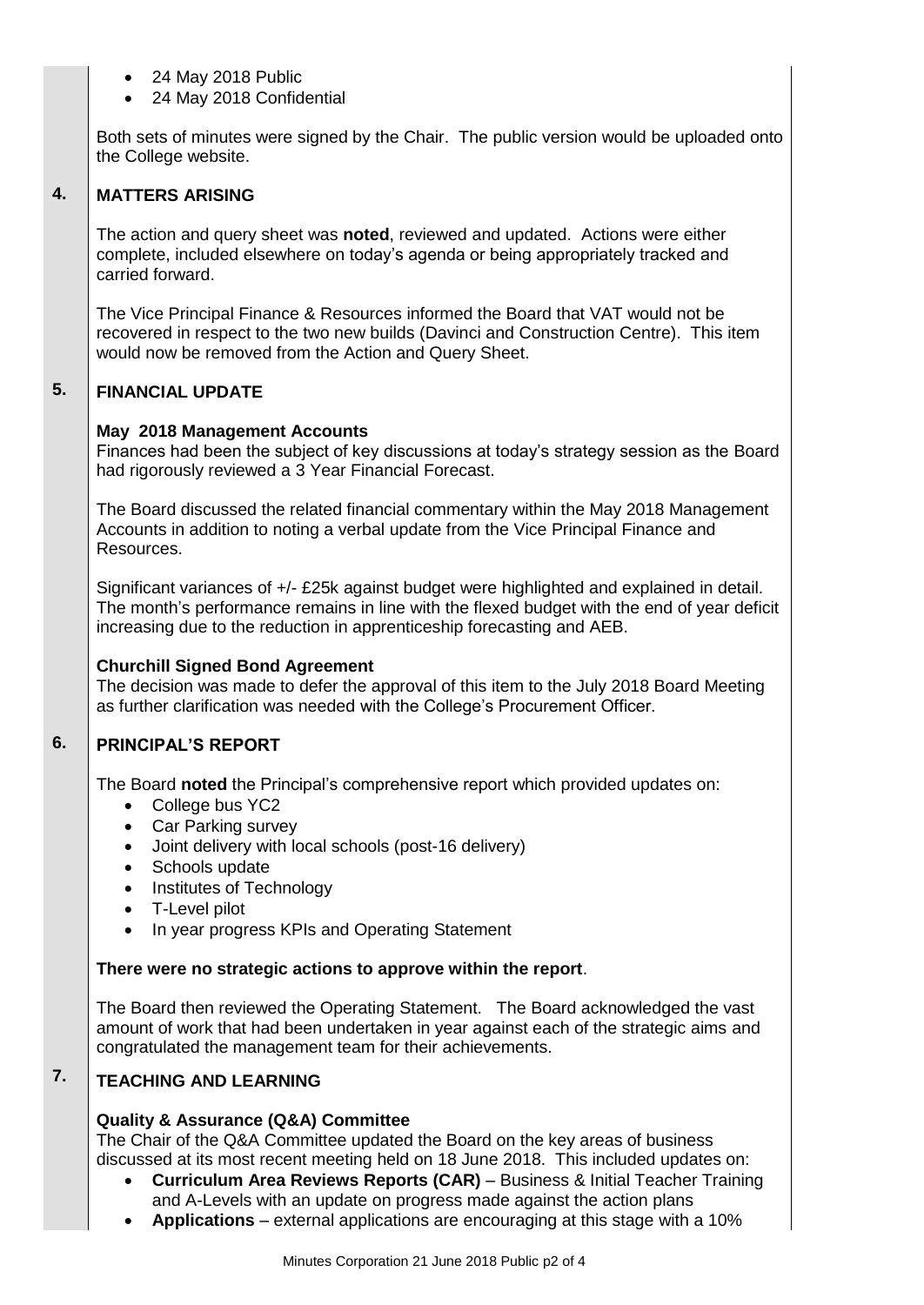- 24 May 2018 Public
- 24 May 2018 Confidential

Both sets of minutes were signed by the Chair. The public version would be uploaded onto the College website.

## 4. MATTERS ARISING

The action and query sheet was **noted**, reviewed and updated. Actions were either complete, included elsewhere on today's agenda or being appropriately tracked and carried forward.

The Vice Principal Finance & Resources informed the Board that VAT would not be recovered in respect to the two new builds (Davinci and Construction Centre). This item would now be removed from the Action and Query Sheet.

## 5. FINANCIAL UPDATE

**May 2018 Management Accounts**

Finances had been the subject of key discussions at today's strategy session as the Board had rigorously reviewed a 3 Year Financial Forecast.

The Board discussed the related financial commentary within the May 2018 Management Accounts in addition to noting a verbal update from the Vice Principal Finance and Resources.

Significant variances of +/- £25k against budget were highlighted and explained in detail. The month's performance remains in line with the flexed budget with the end of year deficit increasing due to the reduction in apprenticeship forecasting and AEB.

**Churchill Signed Bond Agreement**

The decision was made to defer the approval of this item to the July 2018 Board Meeting as further clarification was needed with the College's Procurement Officer.

## 6. PRINCIPAL'S REPORT

The Board **noted** the Principal's comprehensive report which provided updates on:

- College bus YC2
- Car Parking survey
- Joint delivery with local schools (post-16 delivery)
- Schools update
- Institutes of Technology
- T-Level pilot
- In year progress KPIs and Operating Statement

**There were no strategic actions to approve within the report**.

The Board then reviewed the Operating Statement. The Board acknowledged the vast amount of work that had been undertaken in year against each of the strategic aims and congratulated the management team for their achievements.

## 7. TEACHING AND LEARNING

**Quality & Assurance (Q&A) Committee**

The Chair of the Q&A Committee updated the Board on the key areas of business discussed at its most recent meeting held on 18 June 2018. This included updates on:

- **Curriculum Area Reviews Reports (CAR)** – Business & Initial Teacher Training and A-Levels with an update on progress made against the action plans
- **Applications** – external applications are encouraging at this stage with a 10%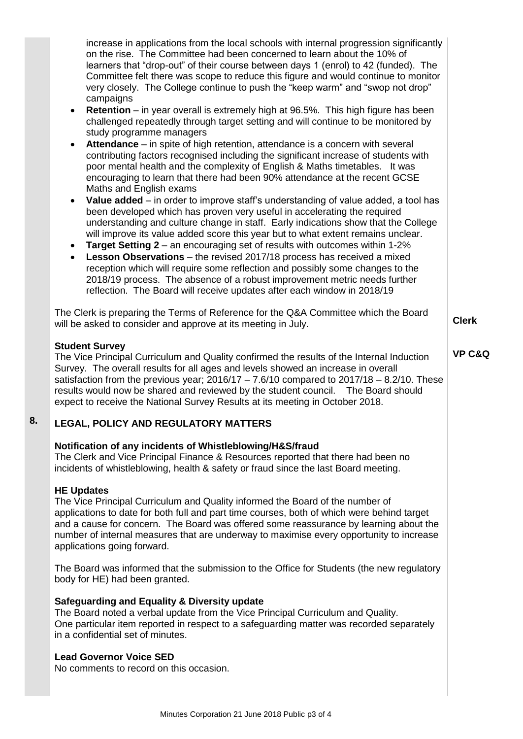increase in applications from the local schools with internal progression significantly on the rise. The Committee had been concerned to learn about the 10% of learners that "drop-out" of their course between days 1 (enrol) to 42 (funded). The Committee felt there was scope to reduce this figure and would continue to monitor very closely. The College continue to push the "keep warm" and "swop not drop" campaigns

- **Retention** – in year overall is extremely high at 96.5%. This high figure has been challenged repeatedly through target setting and will continue to be monitored by study programme managers
- **Attendance** – in spite of high retention, attendance is a concern with several contributing factors recognised including the significant increase of students with poor mental health and the complexity of English & Maths timetables. It was encouraging to learn that there had been 90% attendance at the recent GCSE Maths and English exams
- **Value added** – in order to improve staff's understanding of value added, a tool has been developed which has proven very useful in accelerating the required understanding and culture change in staff. Early indications show that the College will improve its value added score this year but to what extent remains unclear.
- **Target Setting 2** – an encouraging set of results with outcomes within 1-2%
- **Lesson Observations** – the revised 2017/18 process has received a mixed reception which will require some reflection and possibly some changes to the 2018/19 process. The absence of a robust improvement metric needs further reflection. The Board will receive updates after each window in 2018/19

The Clerk is preparing the Terms of Reference for the Q&A Committee which the Board will be asked to consider and approve at its meeting in July. **Clerk**

**Student Survey**

The Vice Principal Curriculum and Quality confirmed the results of the Internal Induction Survey. The overall results for all ages and levels showed an increase in overall satisfaction from the previous year; 2016/17 – 7.6/10 compared to 2017/18 – 8.2/10. These results would now be shared and reviewed by the student council. The Board should expect to receive the National Survey Results at its meeting in October 2018. **VP C&Q**

## 8. LEGAL, POLICY AND REGULATORY MATTERS

**Notification of any incidents of Whistleblowing/H&S/fraud**

The Clerk and Vice Principal Finance & Resources reported that there had been no incidents of whistleblowing, health & safety or fraud since the last Board meeting.

**HE Updates**

The Vice Principal Curriculum and Quality informed the Board of the number of applications to date for both full and part time courses, both of which were behind target and a cause for concern. The Board was offered some reassurance by learning about the number of internal measures that are underway to maximise every opportunity to increase applications going forward.

The Board was informed that the submission to the Office for Students (the new regulatory body for HE) had been granted.

**Safeguarding and Equality & Diversity update**

The Board noted a verbal update from the Vice Principal Curriculum and Quality. One particular item reported in respect to a safeguarding matter was recorded separately in a confidential set of minutes.

**Lead Governor Voice SED**

No comments to record on this occasion.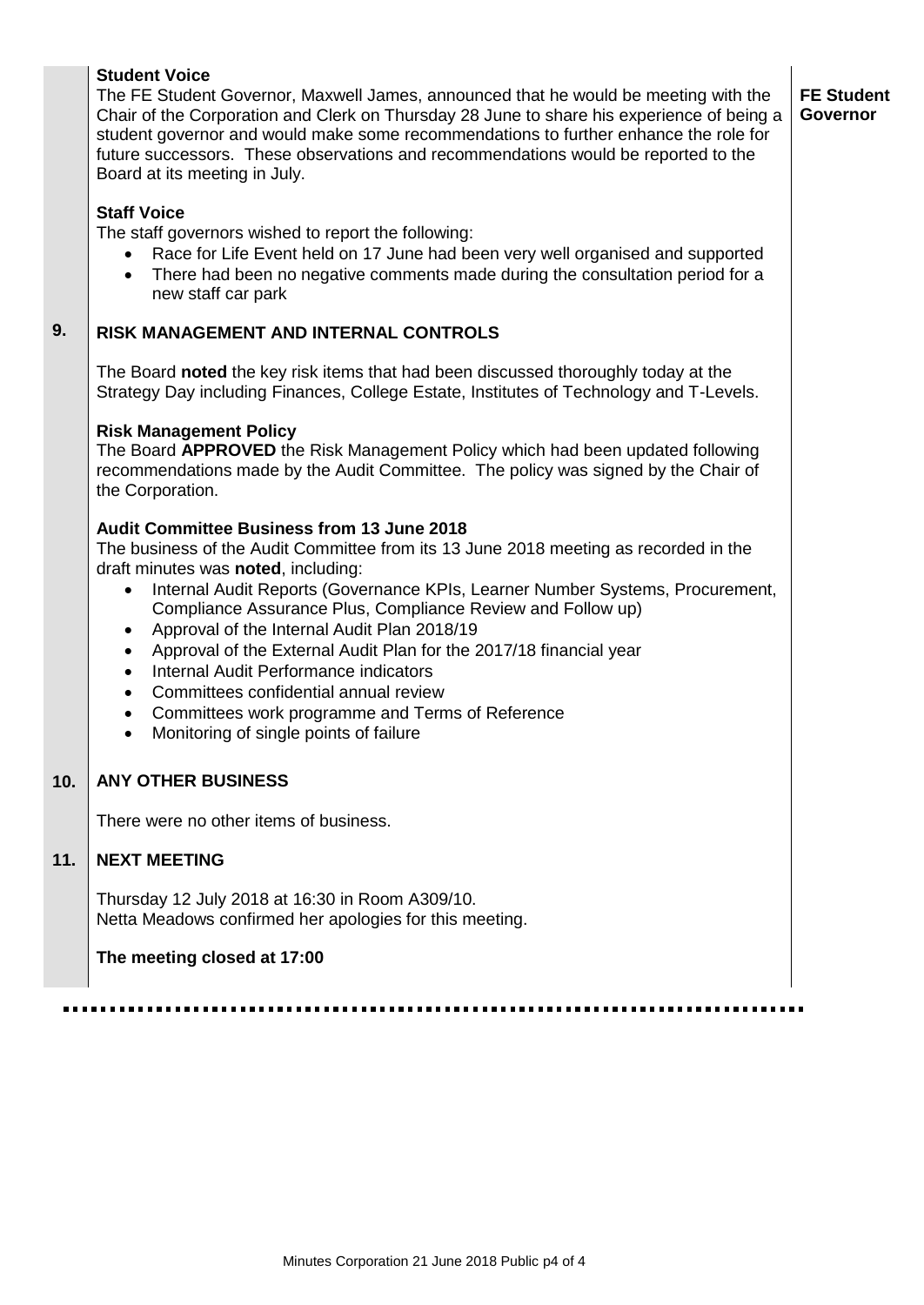**Student Voice**

The FE Student Governor, Maxwell James, announced that he would be meeting with the Chair of the Corporation and Clerk on Thursday 28 June to share his experience of being a student governor and would make some recommendations to further enhance the role for future successors. These observations and recommendations would be reported to the Board at its meeting in July.

**FE Student Governor**

**Staff Voice**

The staff governors wished to report the following:

- Race for Life Event held on 17 June had been very well organised and supported
- There had been no negative comments made during the consultation period for a new staff car park

## 9. RISK MANAGEMENT AND INTERNAL CONTROLS

The Board **noted** the key risk items that had been discussed thoroughly today at the Strategy Day including Finances, College Estate, Institutes of Technology and T-Levels.

**Risk Management Policy**

The Board **APPROVED** the Risk Management Policy which had been updated following recommendations made by the Audit Committee. The policy was signed by the Chair of the Corporation.

**Audit Committee Business from 13 June 2018**

The business of the Audit Committee from its 13 June 2018 meeting as recorded in the draft minutes was **noted**, including:

- Internal Audit Reports (Governance KPIs, Learner Number Systems, Procurement, Compliance Assurance Plus, Compliance Review and Follow up)
- Approval of the Internal Audit Plan 2018/19
- Approval of the External Audit Plan for the 2017/18 financial year
- Internal Audit Performance indicators
- Committees confidential annual review
- Committees work programme and Terms of Reference
- Monitoring of single points of failure

## 10. ANY OTHER BUSINESS

There were no other items of business.

## 11. NEXT MEETING

Thursday 12 July 2018 at 16:30 in Room A309/10.
Netta Meadows confirmed her apologies for this meeting.

**The meeting closed at 17:00**